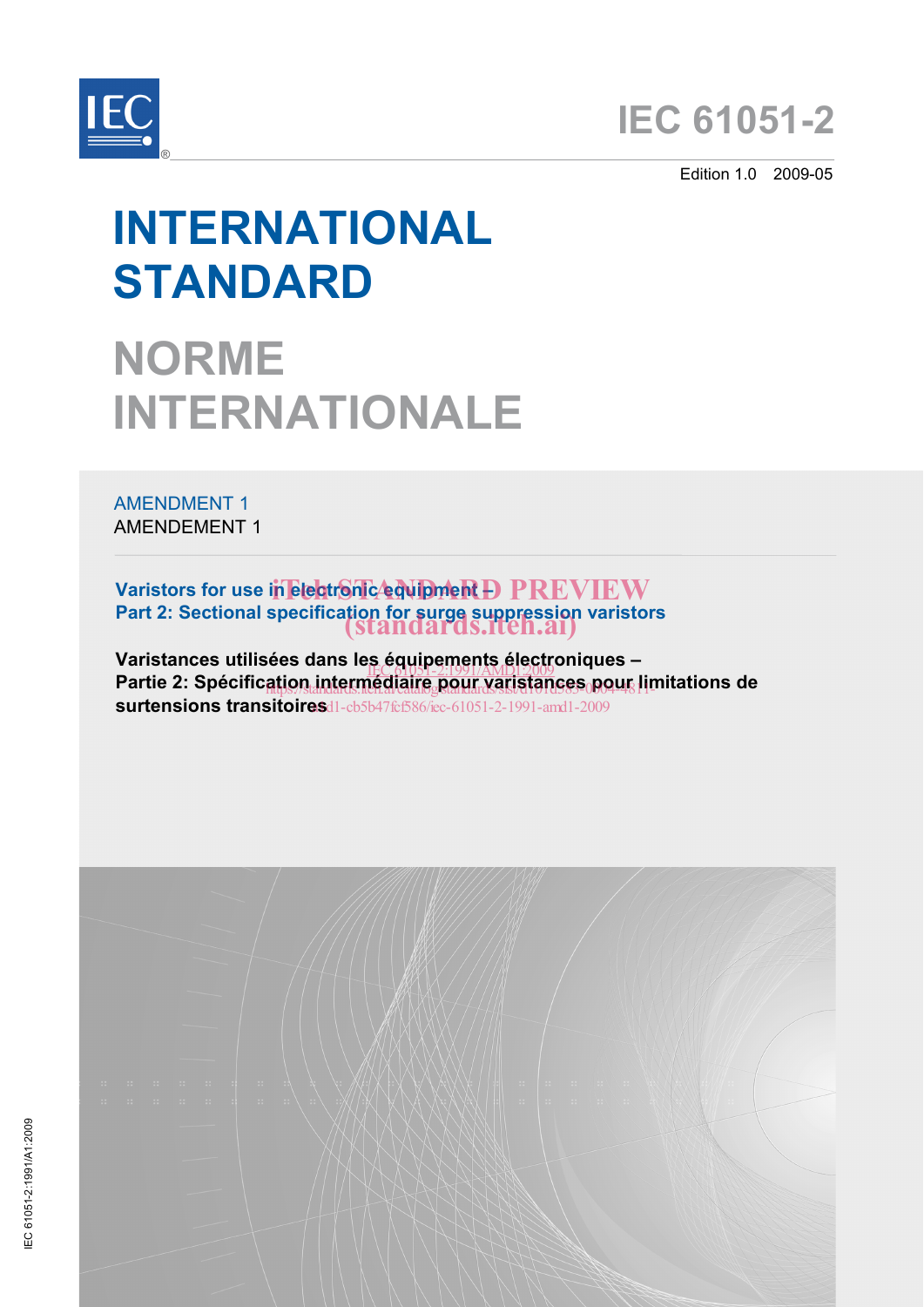IEC 61051-2

Edition 1.0 2009-05

# INTERNATIONAL STANDARD

# NORME INTERNATIONALE

AMENDMENT 1

AMENDEMENT 1

**Varistors for use in electronic equipment –**
**Part 2: Sectional specification for surge suppression varistors**

**Varistances utilisées dans les équipements électroniques –**
**Partie 2: Spécification intermédiaire pour varistances pour limitations de surtensions transitoires**

IEC 61051-2:1991/A1:2009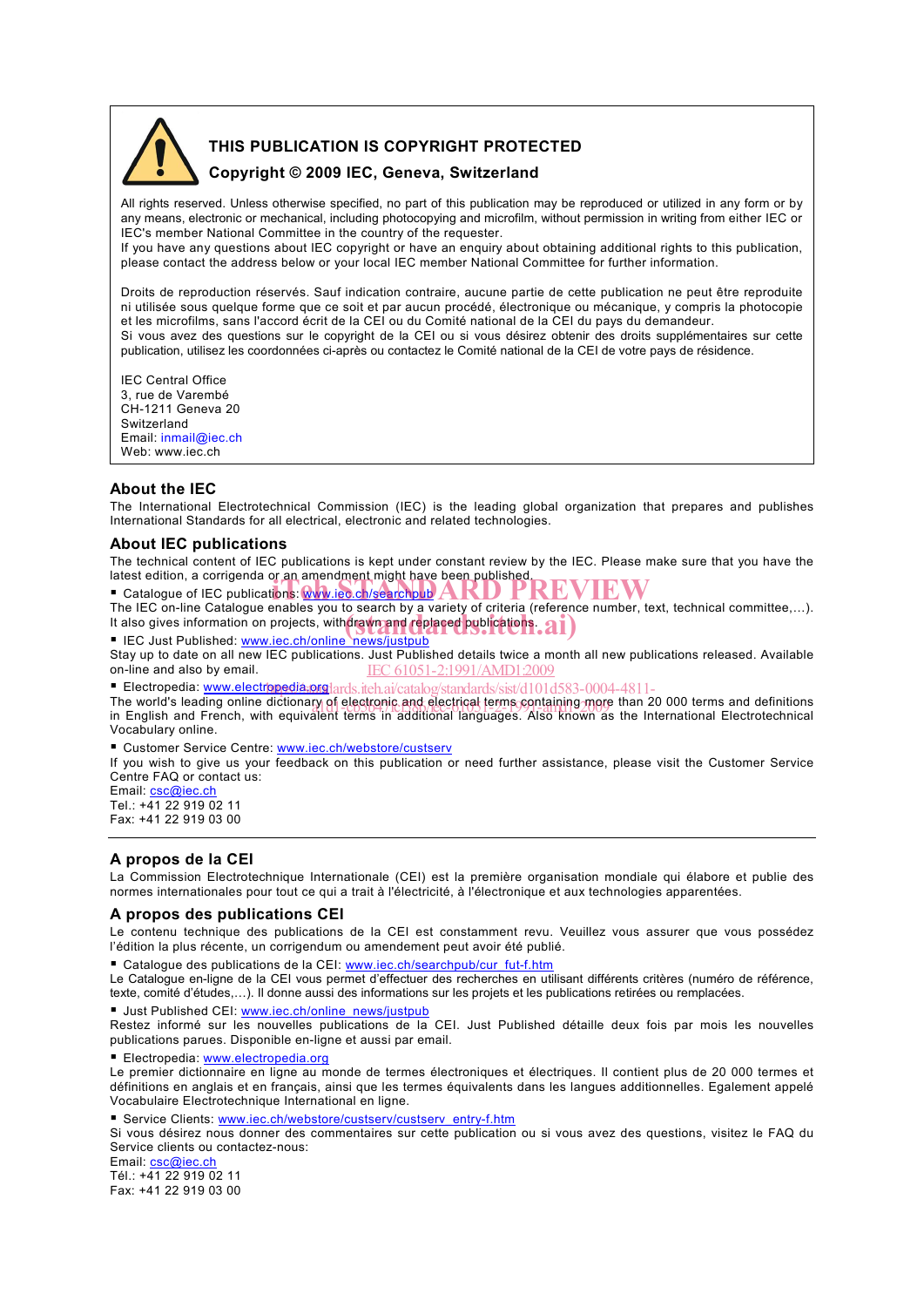## THIS PUBLICATION IS COPYRIGHT PROTECTED

**Copyright © 2009 IEC, Geneva, Switzerland**

All rights reserved. Unless otherwise specified, no part of this publication may be reproduced or utilized in any form or by any means, electronic or mechanical, including photocopying and microfilm, without permission in writing from either IEC or IEC's member National Committee in the country of the requester.
If you have any questions about IEC copyright or have an enquiry about obtaining additional rights to this publication, please contact the address below or your local IEC member National Committee for further information.

Droits de reproduction réservés. Sauf indication contraire, aucune partie de cette publication ne peut être reproduite ni utilisée sous quelque forme que ce soit et par aucun procédé, électronique ou mécanique, y compris la photocopie et les microfilms, sans l'accord écrit de la CEI ou du Comité national de la CEI du pays du demandeur.
Si vous avez des questions sur le copyright de la CEI ou si vous désirez obtenir des droits supplémentaires sur cette publication, utilisez les coordonnées ci-après ou contactez le Comité national de la CEI de votre pays de résidence.

IEC Central Office
3, rue de Varembé
CH-1211 Geneva 20
Switzerland
Email: inmail@iec.ch
Web: www.iec.ch

## About the IEC

The International Electrotechnical Commission (IEC) is the leading global organization that prepares and publishes International Standards for all electrical, electronic and related technologies.

## About IEC publications

The technical content of IEC publications is kept under constant review by the IEC. Please make sure that you have the latest edition, a corrigenda or an amendment might have been published.

- Catalogue of IEC publications: www.iec.ch/searchpub

The IEC on-line Catalogue enables you to search by a variety of criteria (reference number, text, technical committee,…). It also gives information on projects, withdrawn and replaced publications.

- IEC Just Published: www.iec.ch/online_news/justpub

Stay up to date on all new IEC publications. Just Published details twice a month all new publications released. Available on-line and also by email.

- Electropedia: www.electropedia.org

The world's leading online dictionary of electronic and electrical terms containing more than 20 000 terms and definitions in English and French, with equivalent terms in additional languages. Also known as the International Electrotechnical Vocabulary online.

- Customer Service Centre: www.iec.ch/webstore/custserv

If you wish to give us your feedback on this publication or need further assistance, please visit the Customer Service Centre FAQ or contact us:
Email: csc@iec.ch
Tel.: +41 22 919 02 11
Fax: +41 22 919 03 00

## A propos de la CEI

La Commission Electrotechnique Internationale (CEI) est la première organisation mondiale qui élabore et publie des normes internationales pour tout ce qui a trait à l'électricité, à l'électronique et aux technologies apparentées.

## A propos des publications CEI

Le contenu technique des publications de la CEI est constamment revu. Veuillez vous assurer que vous possédez l'édition la plus récente, un corrigendum ou amendement peut avoir été publié.

- Catalogue des publications de la CEI: www.iec.ch/searchpub/cur_fut-f.htm

Le Catalogue en-ligne de la CEI vous permet d'effectuer des recherches en utilisant différents critères (numéro de référence, texte, comité d'études,…). Il donne aussi des informations sur les projets et les publications retirées ou remplacées.

- Just Published CEI: www.iec.ch/online_news/justpub

Restez informé sur les nouvelles publications de la CEI. Just Published détaille deux fois par mois les nouvelles publications parues. Disponible en-ligne et aussi par email.

- Electropedia: www.electropedia.org

Le premier dictionnaire en ligne au monde de termes électroniques et électriques. Il contient plus de 20 000 termes et définitions en anglais et en français, ainsi que les termes équivalents dans les langues additionnelles. Egalement appelé Vocabulaire Electrotechnique International en ligne.

- Service Clients: www.iec.ch/webstore/custserv/custserv_entry-f.htm

Si vous désirez nous donner des commentaires sur cette publication ou si vous avez des questions, visitez le FAQ du Service clients ou contactez-nous:
Email: csc@iec.ch
Tél.: +41 22 919 02 11
Fax: +41 22 919 03 00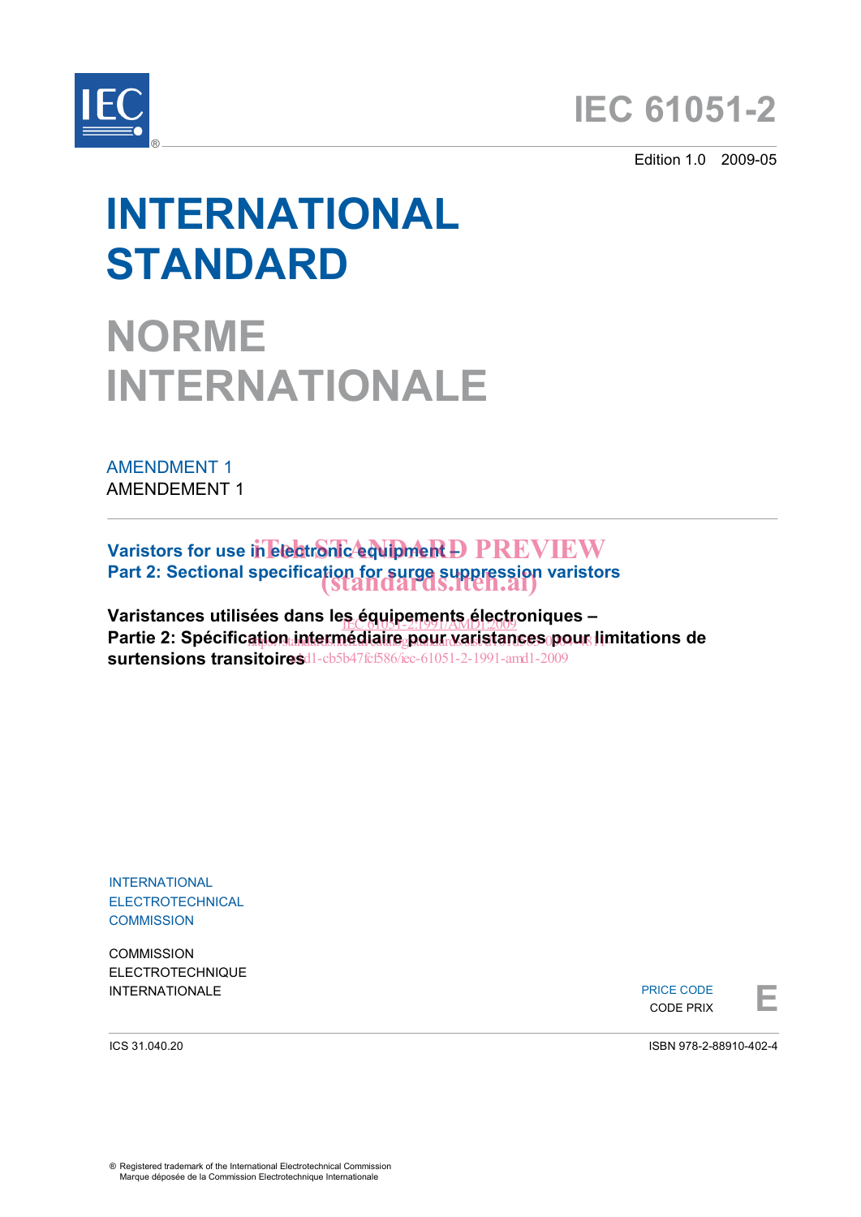# IEC 61051-2

Edition 1.0 2009-05

# INTERNATIONAL STANDARD

# NORME INTERNATIONALE

AMENDMENT 1
AMENDEMENT 1

**Varistors for use in electronic equipment –**
**Part 2: Sectional specification for surge suppression varistors**

**Varistances utilisées dans les équipements électroniques –**
**Partie 2: Spécification intermédiaire pour varistances pour limitations de surtensions transitoires**

INTERNATIONAL
ELECTROTECHNICAL
COMMISSION

COMMISSION
ELECTROTECHNIQUE
INTERNATIONALE

PRICE CODE
CODE PRIX **E**

ICS 31.040.20

ISBN 978-2-88910-402-4

® Registered trademark of the International Electrotechnical Commission
Marque déposée de la Commission Electrotechnique Internationale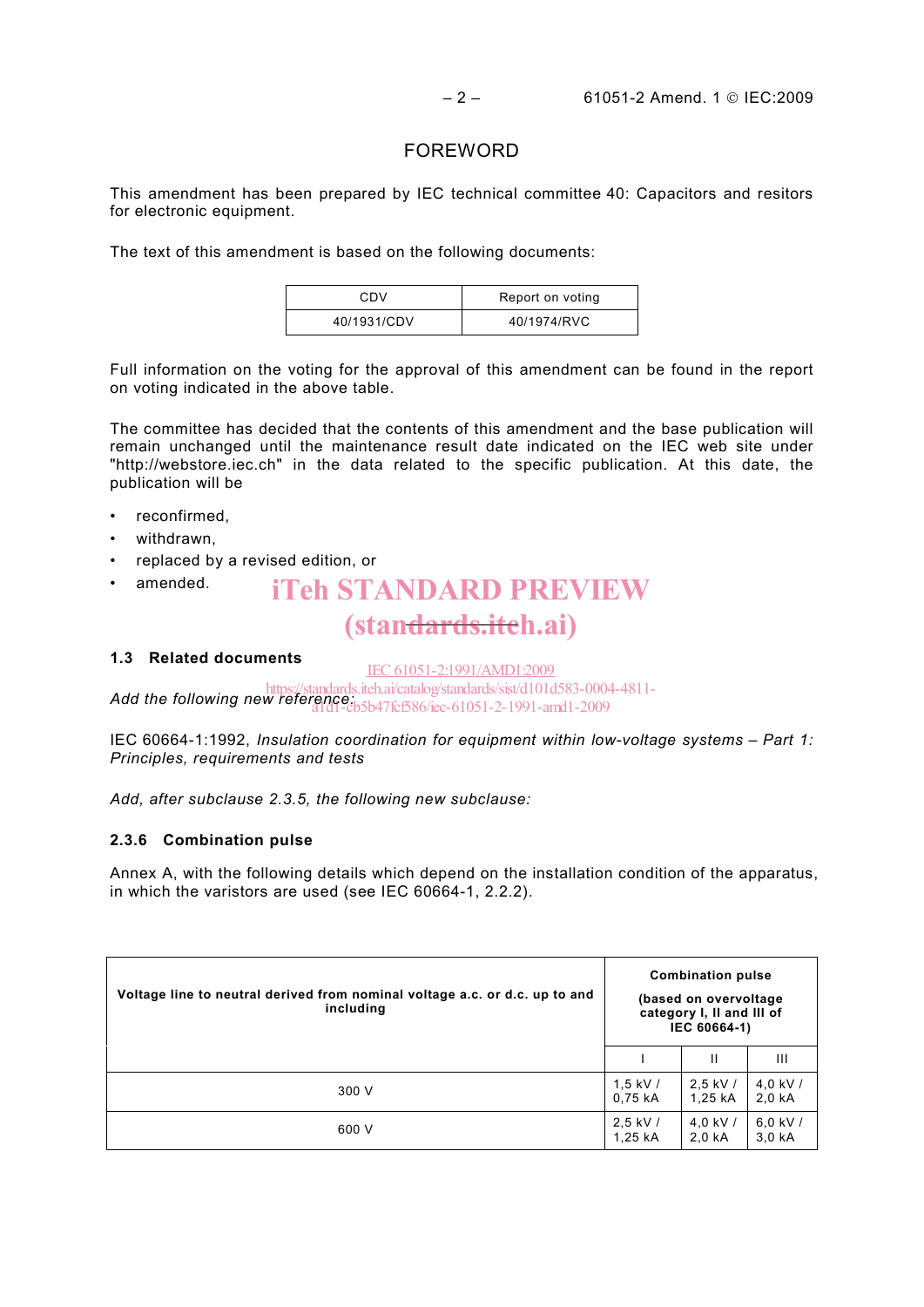# FOREWORD

This amendment has been prepared by IEC technical committee 40: Capacitors and resitors for electronic equipment.

The text of this amendment is based on the following documents:

| CDV | Report on voting |
|---|---|
| 40/1931/CDV | 40/1974/RVC |

Full information on the voting for the approval of this amendment can be found in the report on voting indicated in the above table.

The committee has decided that the contents of this amendment and the base publication will remain unchanged until the maintenance result date indicated on the IEC web site under "http://webstore.iec.ch" in the data related to the specific publication. At this date, the publication will be

- reconfirmed,
- withdrawn,
- replaced by a revised edition, or
- amended.

### 1.3 Related documents

*Add the following new reference:*

IEC 60664-1:1992, *Insulation coordination for equipment within low-voltage systems – Part 1: Principles, requirements and tests*

*Add, after subclause 2.3.5, the following new subclause:*

### 2.3.6 Combination pulse

Annex A, with the following details which depend on the installation condition of the apparatus, in which the varistors are used (see IEC 60664-1, 2.2.2).

| Voltage line to neutral derived from nominal voltage a.c. or d.c. up to and including | Combination pulse (based on overvoltage category I, II and III of IEC 60664-1) | | |
|---|---|---|---|
| | I | II | III |
| 300 V | 1,5 kV / 0,75 kA | 2,5 kV / 1,25 kA | 4,0 kV / 2,0 kA |
| 600 V | 2,5 kV / 1,25 kA | 4,0 kV / 2,0 kA | 6,0 kV / 3,0 kA |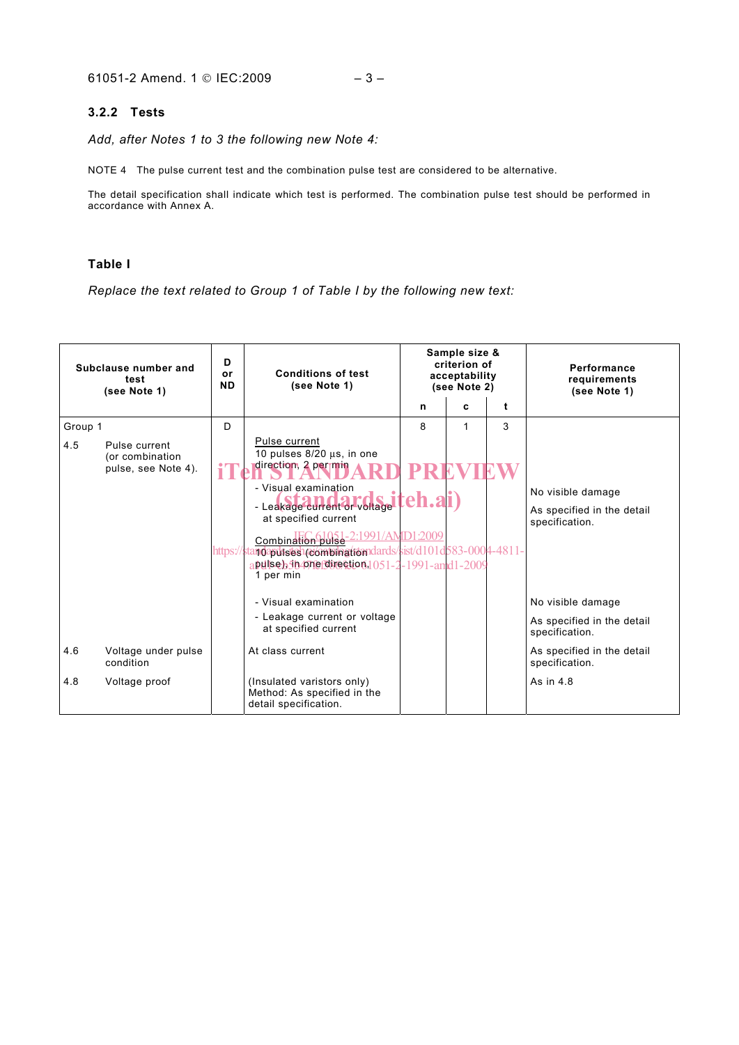### 3.2.2 Tests

*Add, after Notes 1 to 3 the following new Note 4:*

NOTE 4 The pulse current test and the combination pulse test are considered to be alternative.

The detail specification shall indicate which test is performed. The combination pulse test should be performed in accordance with Annex A.

### Table I

*Replace the text related to Group 1 of Table I by the following new text:*

| Subclause number and test (see Note 1) | | D or ND | Conditions of test (see Note 1) | Sample size & criterion of acceptability (see Note 2) | | | Performance requirements (see Note 1) |
|---|---|---|---|---|---|---|---|
| | | | | n | c | t | |
| Group 1 | | D | | 8 | 1 | 3 | |
| 4.5 | Pulse current (or combination pulse, see Note 4). | | Pulse current<br>10 pulses 8/20 µs, in one direction, 2 per min | | | | |
| | | | - Visual examination | | | | No visible damage |
| | | | - Leakage current or voltage at specified current | | | | As specified in the detail specification. |
| | | | Combination pulse<br>10 pulses (combination pulse), in one direction, 1 per min | | | | |
| | | | - Visual examination | | | | No visible damage |
| | | | - Leakage current or voltage at specified current | | | | As specified in the detail specification. |
| 4.6 | Voltage under pulse condition | | At class current | | | | As specified in the detail specification. |
| 4.8 | Voltage proof | | (Insulated varistors only)<br>Method: As specified in the detail specification. | | | | As in 4.8 |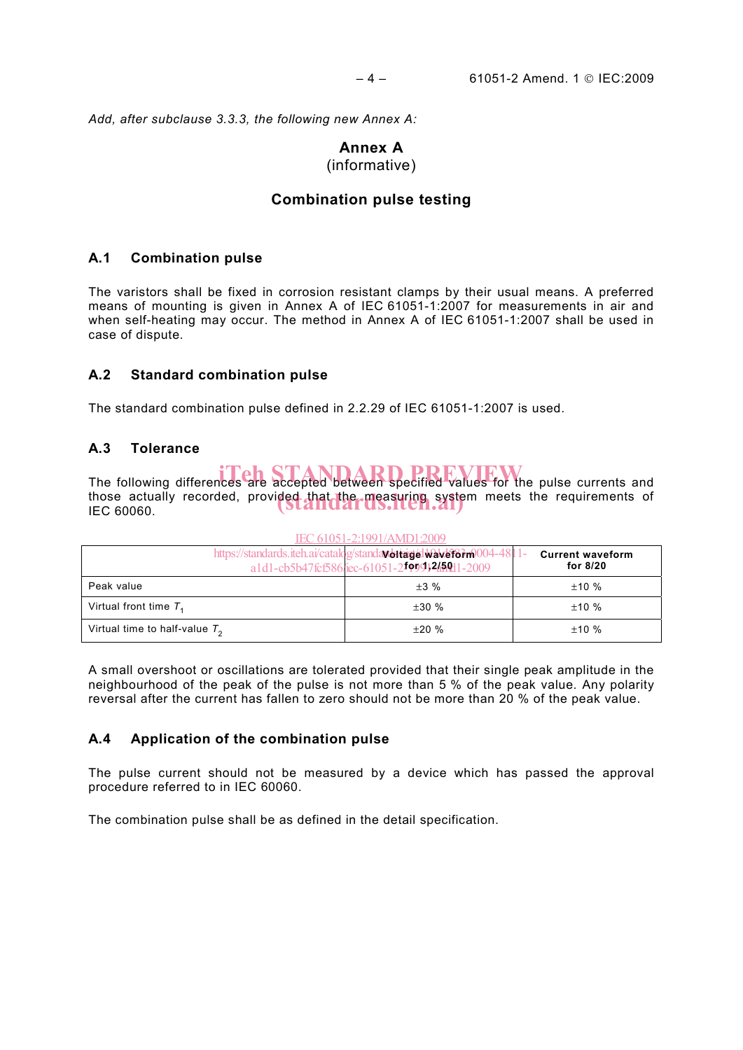*Add, after subclause 3.3.3, the following new Annex A:*

# Annex A
(informative)

# Combination pulse testing

## A.1 Combination pulse

The varistors shall be fixed in corrosion resistant clamps by their usual means. A preferred means of mounting is given in Annex A of IEC 61051-1:2007 for measurements in air and when self-heating may occur. The method in Annex A of IEC 61051-1:2007 shall be used in case of dispute.

## A.2 Standard combination pulse

The standard combination pulse defined in 2.2.29 of IEC 61051-1:2007 is used.

## A.3 Tolerance

The following differences are accepted between specified values for the pulse currents and those actually recorded, provided that the measuring system meets the requirements of IEC 60060.

| | **Voltage waveform for 1,2/50** | **Current waveform for 8/20** |
|---|---|---|
| Peak value | ±3 % | ±10 % |
| Virtual front time $T_1$ | ±30 % | ±10 % |
| Virtual time to half-value $T_2$ | ±20 % | ±10 % |

A small overshoot or oscillations are tolerated provided that their single peak amplitude in the neighbourhood of the peak of the pulse is not more than 5 % of the peak value. Any polarity reversal after the current has fallen to zero should not be more than 20 % of the peak value.

## A.4 Application of the combination pulse

The pulse current should not be measured by a device which has passed the approval procedure referred to in IEC 60060.

The combination pulse shall be as defined in the detail specification.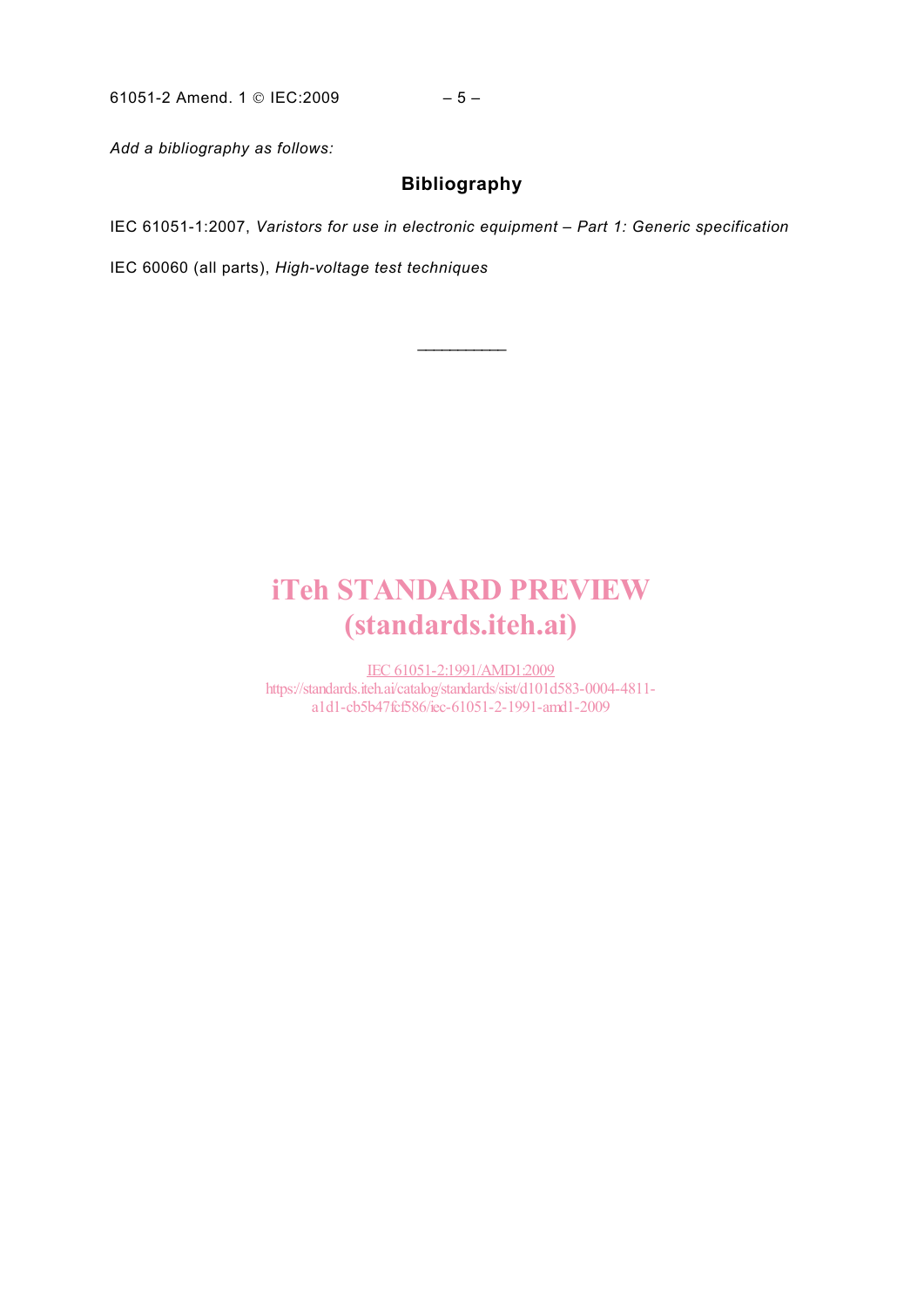*Add a bibliography as follows:*

## Bibliography

IEC 61051-1:2007, *Varistors for use in electronic equipment – Part 1: Generic specification*

IEC 60060 (all parts), *High-voltage test techniques*

___________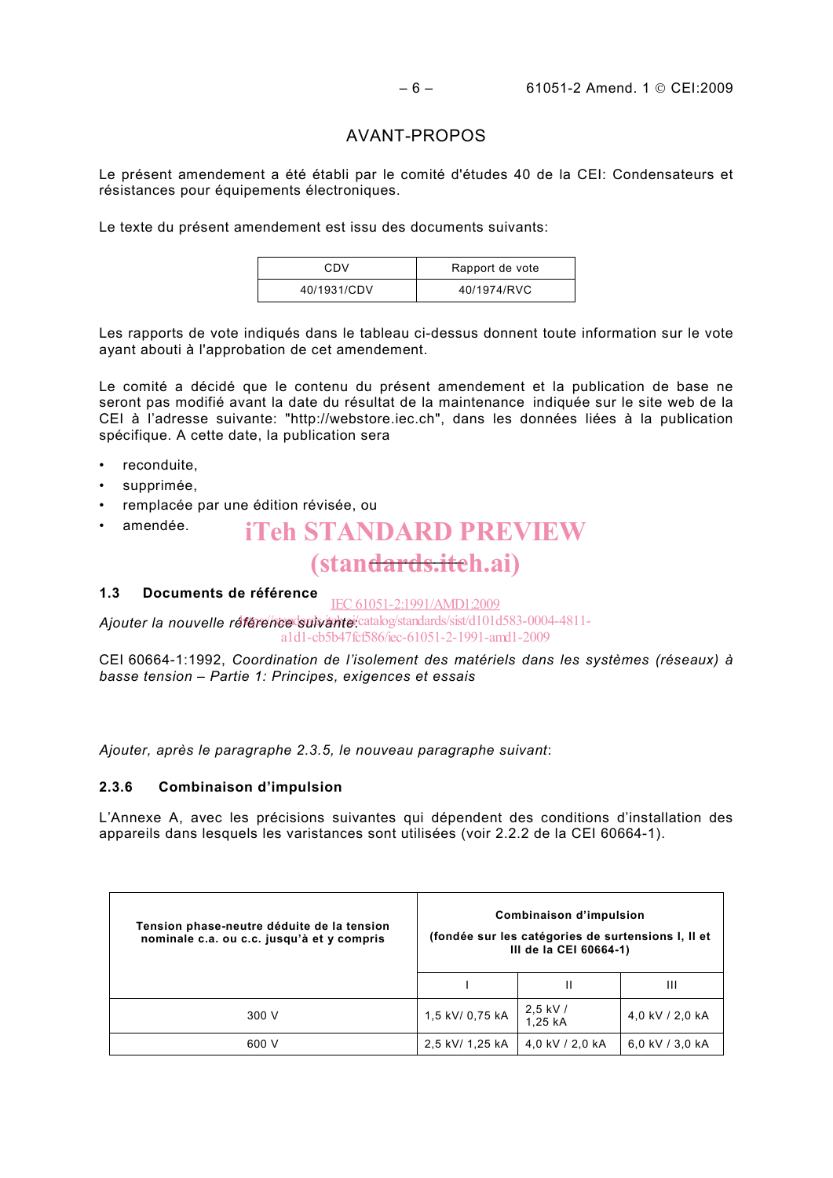# AVANT-PROPOS

Le présent amendement a été établi par le comité d'études 40 de la CEI: Condensateurs et résistances pour équipements électroniques.

Le texte du présent amendement est issu des documents suivants:

| CDV | Rapport de vote |
|---|---|
| 40/1931/CDV | 40/1974/RVC |

Les rapports de vote indiqués dans le tableau ci-dessus donnent toute information sur le vote ayant abouti à l'approbation de cet amendement.

Le comité a décidé que le contenu du présent amendement et la publication de base ne seront pas modifié avant la date du résultat de la maintenance indiquée sur le site web de la CEI à l'adresse suivante: "http://webstore.iec.ch", dans les données liées à la publication spécifique. A cette date, la publication sera

- reconduite,
- supprimée,
- remplacée par une édition révisée, ou
- amendée.

### 1.3 Documents de référence

*Ajouter la nouvelle référence suivante:*

CEI 60664-1:1992, *Coordination de l'isolement des matériels dans les systèmes (réseaux) à basse tension – Partie 1: Principes, exigences et essais*

*Ajouter, après le paragraphe 2.3.5, le nouveau paragraphe suivant*:

### 2.3.6 Combinaison d'impulsion

L'Annexe A, avec les précisions suivantes qui dépendent des conditions d'installation des appareils dans lesquels les varistances sont utilisées (voir 2.2.2 de la CEI 60664-1).

| **Tension phase-neutre déduite de la tension nominale c.a. ou c.c. jusqu'à et y compris** | **Combinaison d'impulsion (fondée sur les catégories de surtensions I, II et III de la CEI 60664-1)** | | |
|---|---|---|---|
| | I | II | III |
| 300 V | 1,5 kV/ 0,75 kA | 2,5 kV / 1,25 kA | 4,0 kV / 2,0 kA |
| 600 V | 2,5 kV/ 1,25 kA | 4,0 kV / 2,0 kA | 6,0 kV / 3,0 kA |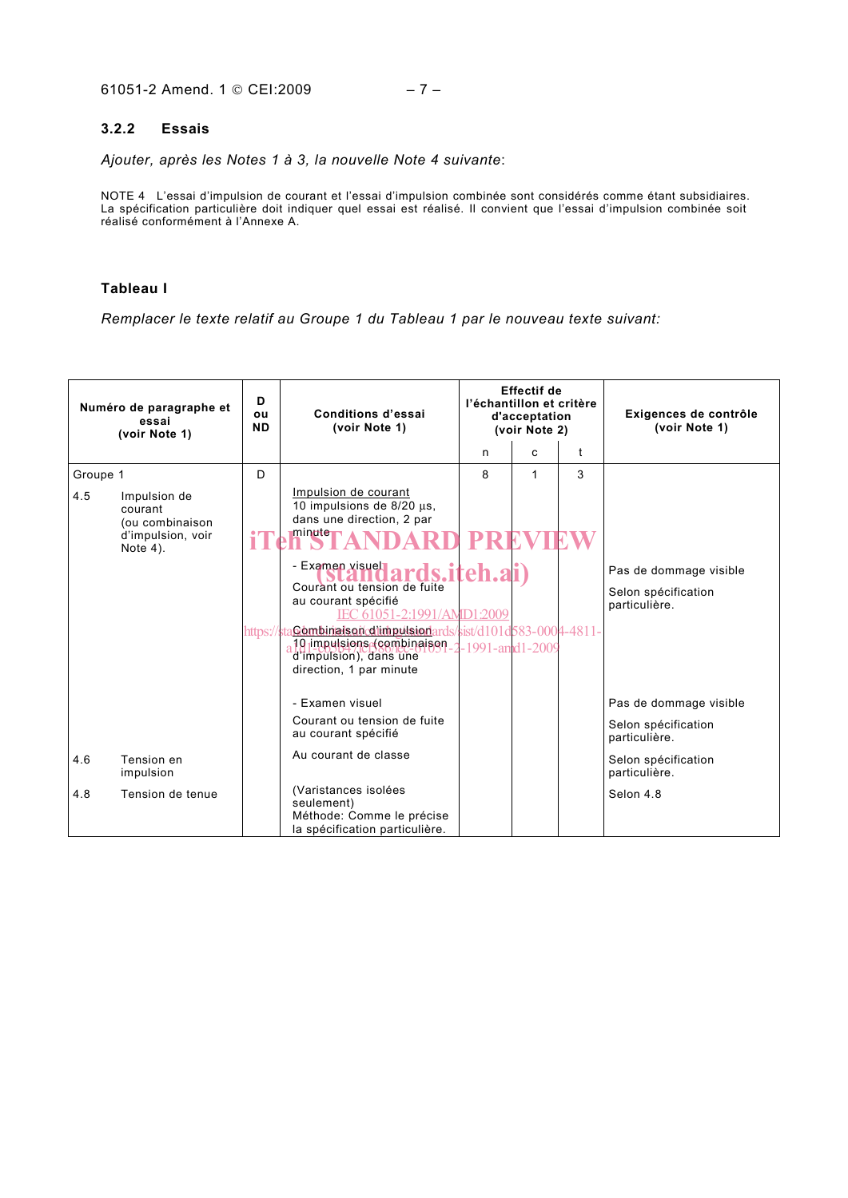### 3.2.2 Essais

*Ajouter, après les Notes 1 à 3, la nouvelle Note 4 suivante*:

NOTE 4 L'essai d'impulsion de courant et l'essai d'impulsion combinée sont considérés comme étant subsidiaires. La spécification particulière doit indiquer quel essai est réalisé. Il convient que l'essai d'impulsion combinée soit réalisé conformément à l'Annexe A.

### Tableau I

*Remplacer le texte relatif au Groupe 1 du Tableau 1 par le nouveau texte suivant:*

| Numéro de paragraphe et essai (voir Note 1) | | D ou ND | Conditions d'essai (voir Note 1) | Effectif de l'échantillon et critère d'acceptation (voir Note 2) | | | Exigences de contrôle (voir Note 1) |
|---|---|---|---|---|---|---|---|
| | | | | n | c | t | |
| Groupe 1 | | D | | 8 | 1 | 3 | |
| 4.5 | Impulsion de courant (ou combinaison d'impulsion, voir Note 4). | | Impulsion de courant<br>10 impulsions de 8/20 µs, dans une direction, 2 par minute | | | | |
| | | | - Examen visuel | | | | Pas de dommage visible |
| | | | Courant ou tension de fuite au courant spécifié | | | | Selon spécification particulière. |
| | | | Combinaison d'impulsion<br>10 impulsions (combinaison d'impulsion), dans une direction, 1 par minute | | | | |
| | | | - Examen visuel | | | | Pas de dommage visible |
| | | | Courant ou tension de fuite au courant spécifié | | | | Selon spécification particulière. |
| 4.6 | Tension en impulsion | | Au courant de classe | | | | Selon spécification particulière. |
| 4.8 | Tension de tenue | | (Varistances isolées seulement)<br>Méthode: Comme le précise la spécification particulière. | | | | Selon 4.8 |